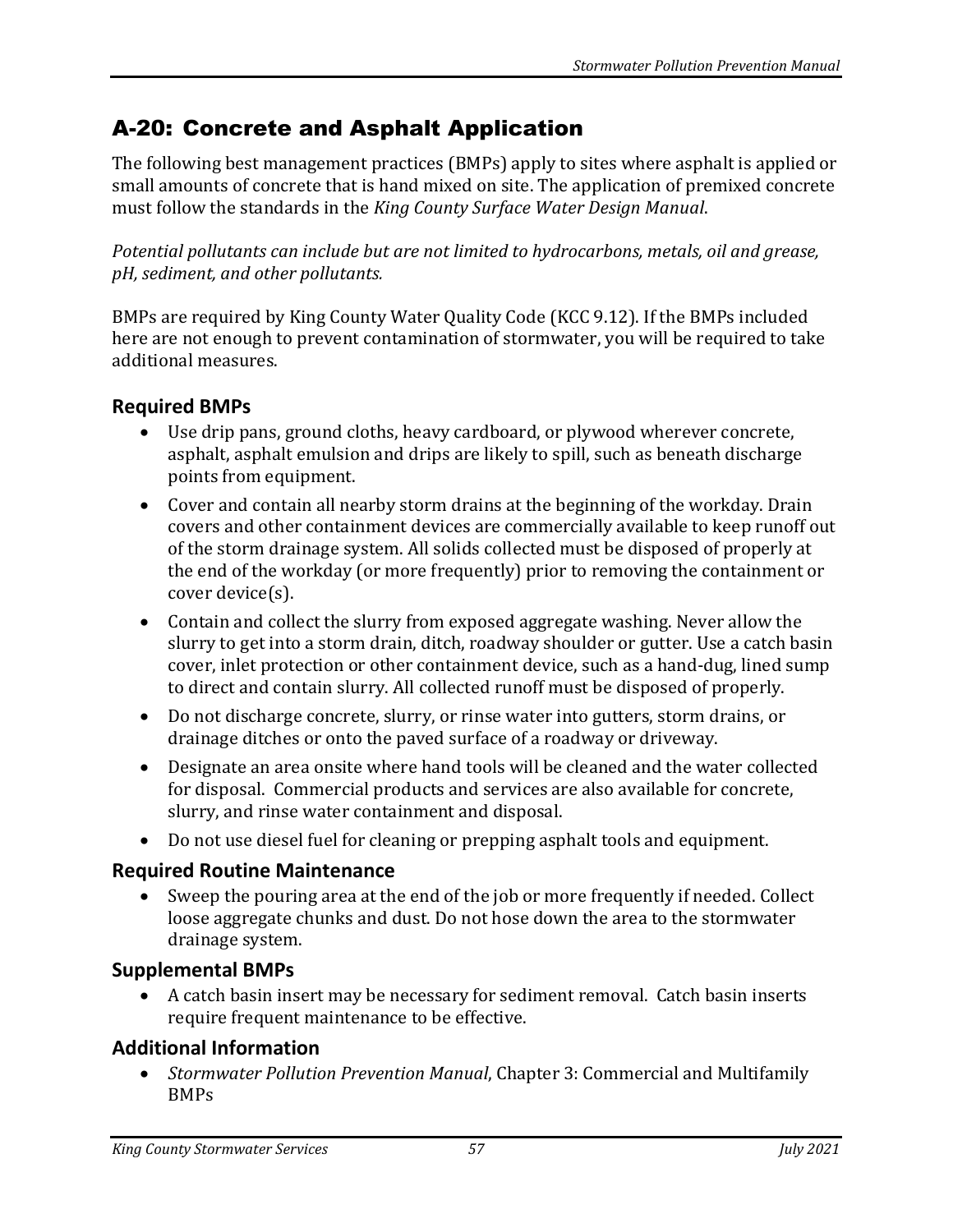# A-20: Concrete and Asphalt Application

The following best management practices (BMPs) apply to sites where asphalt is applied or small amounts of concrete that is hand mixed on site. The application of premixed concrete must follow the standards in the *King County Surface Water Design Manual*.

*Potential pollutants can include but are not limited to hydrocarbons, metals, oil and grease, pH, sediment, and other pollutants.*

BMPs are required by King County Water Quality Code (KCC 9.12). If the BMPs included here are not enough to prevent contamination of stormwater, you will be required to take additional measures.

## Required BMPs

- Use drip pans, ground cloths, heavy cardboard, or plywood wherever concrete, asphalt, asphalt emulsion and drips are likely to spill, such as beneath discharge points from equipment.
- Cover and contain all nearby storm drains at the beginning of the workday. Drain covers and other containment devices are commercially available to keep runoff out of the storm drainage system. All solids collected must be disposed of properly at the end of the workday (or more frequently) prior to removing the containment or cover device(s).
- Contain and collect the slurry from exposed aggregate washing. Never allow the slurry to get into a storm drain, ditch, roadway shoulder or gutter. Use a catch basin cover, inlet protection or other containment device, such as a hand-dug, lined sump to direct and contain slurry. All collected runoff must be disposed of properly.
- Do not discharge concrete, slurry, or rinse water into gutters, storm drains, or drainage ditches or onto the paved surface of a roadway or driveway.
- Designate an area onsite where hand tools will be cleaned and the water collected for disposal. Commercial products and services are also available for concrete, slurry, and rinse water containment and disposal.
- Do not use diesel fuel for cleaning or prepping asphalt tools and equipment.

## Required Routine Maintenance

- Sweep the pouring area at the end of the job or more frequently if needed. Collect loose aggregate chunks and dust. Do not hose down the area to the stormwater drainage system.

## Supplemental BMPs

- A catch basin insert may be necessary for sediment removal. Catch basin inserts require frequent maintenance to be effective.

## Additional Information

- *Stormwater Pollution Prevention Manual*, Chapter 3: Commercial and Multifamily BMPs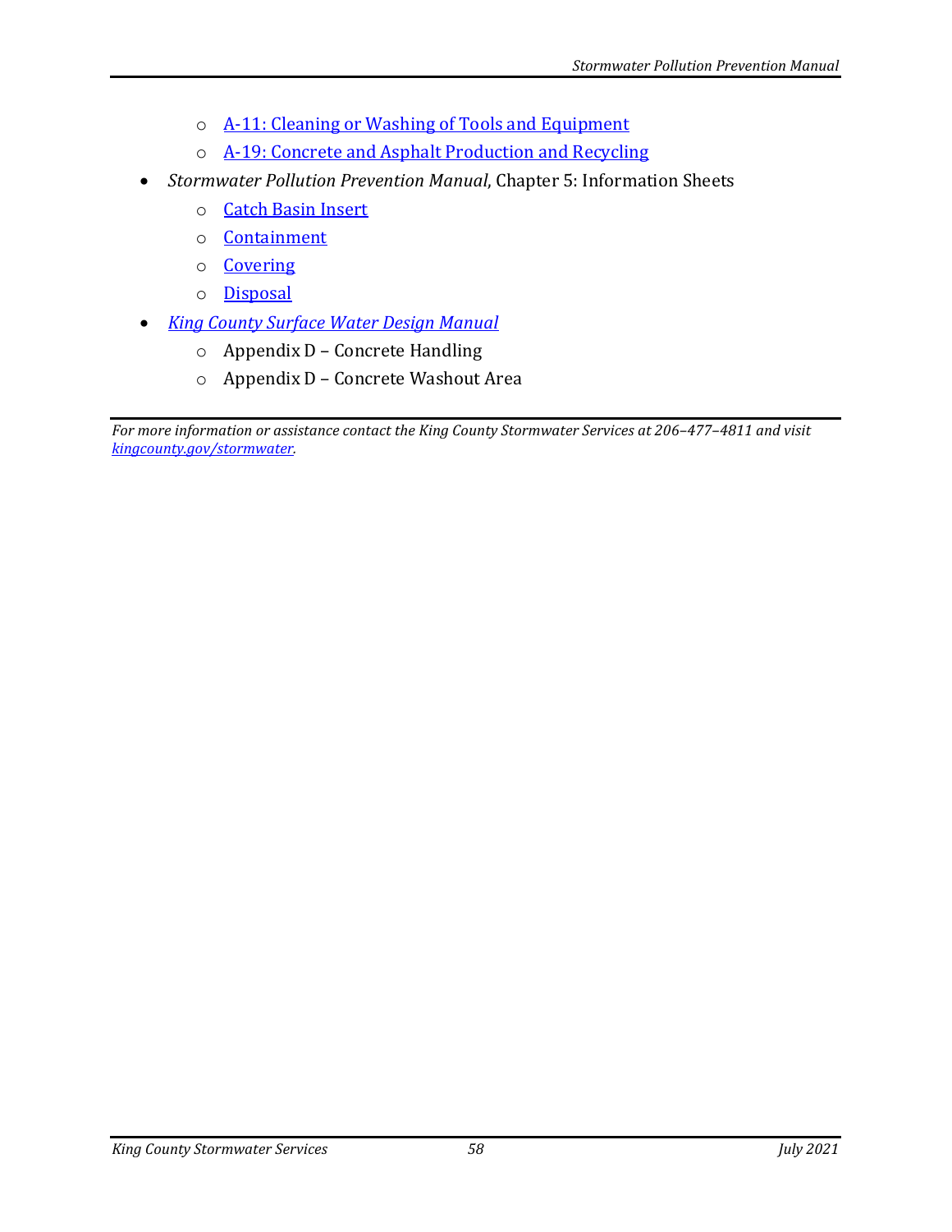- A-11: Cleaning or Washing of Tools and Equipment
  - A-19: Concrete and Asphalt Production and Recycling
- *Stormwater Pollution Prevention Manual*, Chapter 5: Information Sheets
  - Catch Basin Insert
  - Containment
  - Covering
  - Disposal
- *King County Surface Water Design Manual*
  - Appendix D – Concrete Handling
  - Appendix D – Concrete Washout Area

---

*For more information or assistance contact the King County Stormwater Services at 206–477–4811 and visit kingcounty.gov/stormwater.*